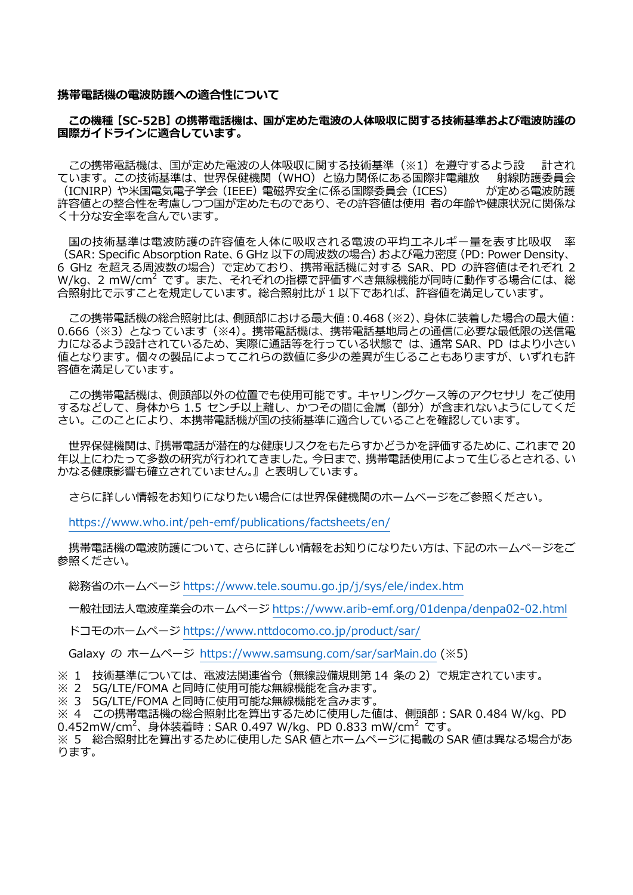**携帯電話機の電波防護への適合性について**

**この機種【SC-52B】の携帯電話機は、国が定めた電波の人体吸収に関する技術基準および電波防護の国際ガイドラインに適合しています。**

この携帯電話機は、国が定めた電波の人体吸収に関する技術基準（※1）を遵守するよう設計されています。この技術基準は、世界保健機関（WHO）と協力関係にある国際非電離放射線防護委員会（ICNIRP）や米国電気電子学会（IEEE）電磁界安全に係る国際委員会（ICES）が定める電波防護許容値との整合性を考慮しつつ国が定めたものであり、その許容値は使用者の年齢や健康状況に関係なく十分な安全率を含んでいます。

国の技術基準は電波防護の許容値を人体に吸収される電波の平均エネルギー量を表す比吸収率（SAR: Specific Absorption Rate、6 GHz 以下の周波数の場合）および電力密度（PD: Power Density、6 GHz を超える周波数の場合）で定めており、携帯電話機に対する SAR、PD の許容値はそれぞれ 2 W/kg、2 mW/$cm^2$ です。また、それぞれの指標で評価すべき無線機能が同時に動作する場合には、総合照射比で示すことを規定しています。総合照射比が 1 以下であれば、許容値を満足しています。

この携帯電話機の総合照射比は、側頭部における最大値：0.468（※2）、身体に装着した場合の最大値：0.666（※3）となっています（※4）。携帯電話機は、携帯電話基地局との通信に必要な最低限の送信電力になるよう設計されているため、実際に通話等を行っている状態では、通常 SAR、PD はより小さい値となります。個々の製品によってこれらの数値に多少の差異が生じることもありますが、いずれも許容値を満足しています。

この携帯電話機は、側頭部以外の位置でも使用可能です。キャリングケース等のアクセサリをご使用するなどして、身体から 1.5 センチ以上離し、かつその間に金属（部分）が含まれないようにしてください。このことにより、本携帯電話機が国の技術基準に適合していることを確認しています。

世界保健機関は、『携帯電話が潜在的な健康リスクをもたらすかどうかを評価するために、これまで 20 年以上にわたって多数の研究が行われてきました。今日まで、携帯電話使用によって生じるとされる、いかなる健康影響も確立されていません。』と表明しています。

さらに詳しい情報をお知りになりたい場合には世界保健機関のホームページをご参照ください。

https://www.who.int/peh-emf/publications/factsheets/en/

携帯電話機の電波防護について、さらに詳しい情報をお知りになりたい方は、下記のホームページをご参照ください。

総務省のホームページ https://www.tele.soumu.go.jp/j/sys/ele/index.htm

一般社団法人電波産業会のホームページ https://www.arib-emf.org/01denpa/denpa02-02.html

ドコモのホームページ https://www.nttdocomo.co.jp/product/sar/

Galaxy の ホームページ https://www.samsung.com/sar/sarMain.do (※5)

※ 1　技術基準については、電波法関連省令（無線設備規則第 14 条の 2）で規定されています。
※ 2　5G/LTE/FOMA と同時に使用可能な無線機能を含みます。
※ 3　5G/LTE/FOMA と同時に使用可能な無線機能を含みます。
※ 4　この携帯電話機の総合照射比を算出するために使用した値は、側頭部：SAR 0.484 W/kg、PD 0.452mW/$cm^2$、身体装着時：SAR 0.497 W/kg、PD 0.833 mW/$cm^2$ です。
※ 5　総合照射比を算出するために使用した SAR 値とホームページに掲載の SAR 値は異なる場合があります。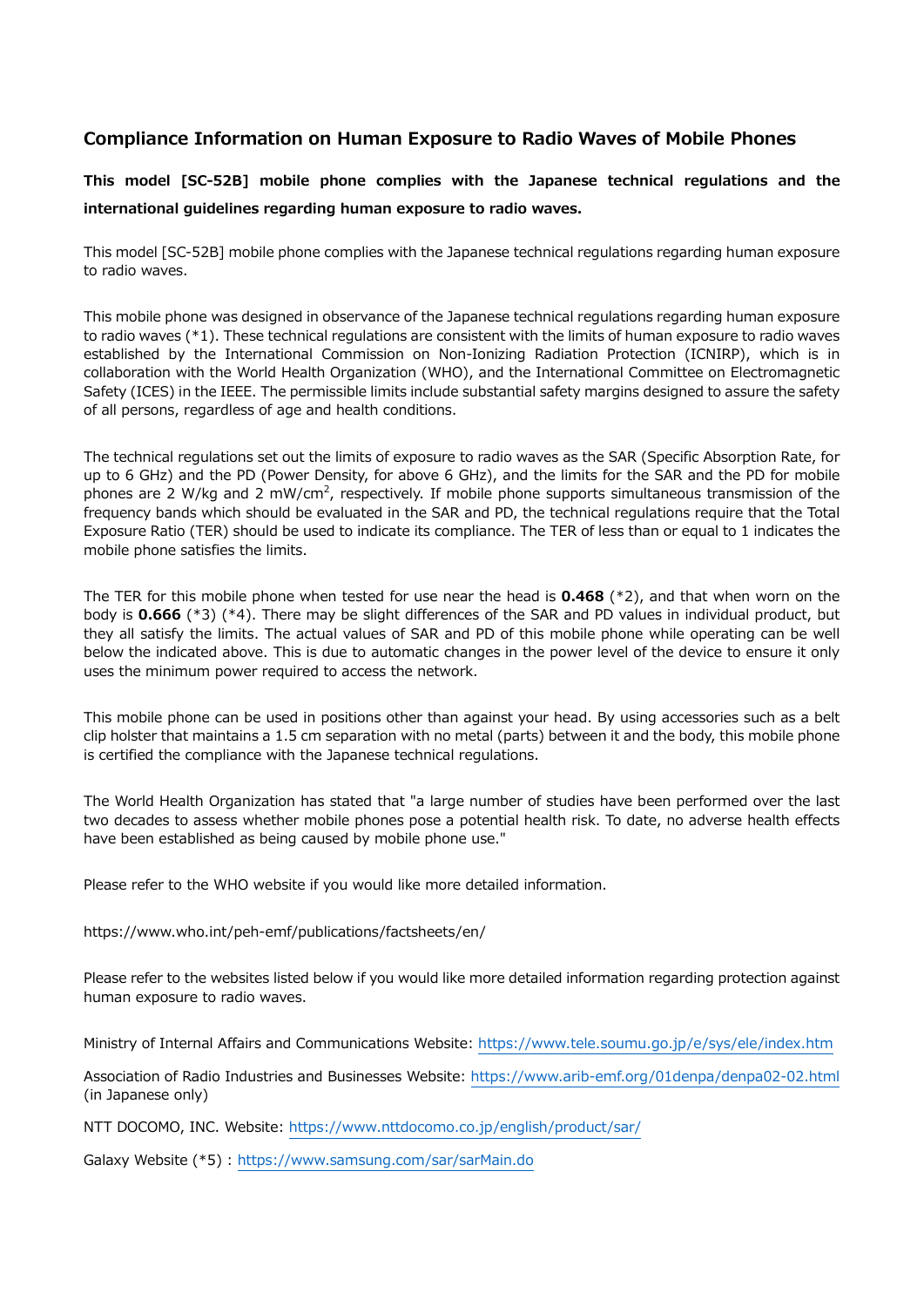## Compliance Information on Human Exposure to Radio Waves of Mobile Phones

**This model [SC-52B] mobile phone complies with the Japanese technical regulations and the international guidelines regarding human exposure to radio waves.**

This model [SC-52B] mobile phone complies with the Japanese technical regulations regarding human exposure to radio waves.

This mobile phone was designed in observance of the Japanese technical regulations regarding human exposure to radio waves (*1). These technical regulations are consistent with the limits of human exposure to radio waves established by the International Commission on Non-Ionizing Radiation Protection (ICNIRP), which is in collaboration with the World Health Organization (WHO), and the International Committee on Electromagnetic Safety (ICES) in the IEEE. The permissible limits include substantial safety margins designed to assure the safety of all persons, regardless of age and health conditions.

The technical regulations set out the limits of exposure to radio waves as the SAR (Specific Absorption Rate, for up to 6 GHz) and the PD (Power Density, for above 6 GHz), and the limits for the SAR and the PD for mobile phones are 2 W/kg and 2 mW/cm$^2$, respectively. If mobile phone supports simultaneous transmission of the frequency bands which should be evaluated in the SAR and PD, the technical regulations require that the Total Exposure Ratio (TER) should be used to indicate its compliance. The TER of less than or equal to 1 indicates the mobile phone satisfies the limits.

The TER for this mobile phone when tested for use near the head is **0.468** (*2), and that when worn on the body is **0.666** (*3) (*4). There may be slight differences of the SAR and PD values in individual product, but they all satisfy the limits. The actual values of SAR and PD of this mobile phone while operating can be well below the indicated above. This is due to automatic changes in the power level of the device to ensure it only uses the minimum power required to access the network.

This mobile phone can be used in positions other than against your head. By using accessories such as a belt clip holster that maintains a 1.5 cm separation with no metal (parts) between it and the body, this mobile phone is certified the compliance with the Japanese technical regulations.

The World Health Organization has stated that "a large number of studies have been performed over the last two decades to assess whether mobile phones pose a potential health risk. To date, no adverse health effects have been established as being caused by mobile phone use."

Please refer to the WHO website if you would like more detailed information.

https://www.who.int/peh-emf/publications/factsheets/en/

Please refer to the websites listed below if you would like more detailed information regarding protection against human exposure to radio waves.

Ministry of Internal Affairs and Communications Website: https://www.tele.soumu.go.jp/e/sys/ele/index.htm

Association of Radio Industries and Businesses Website: https://www.arib-emf.org/01denpa/denpa02-02.html (in Japanese only)

NTT DOCOMO, INC. Website: https://www.nttdocomo.co.jp/english/product/sar/

Galaxy Website (*5) : https://www.samsung.com/sar/sarMain.do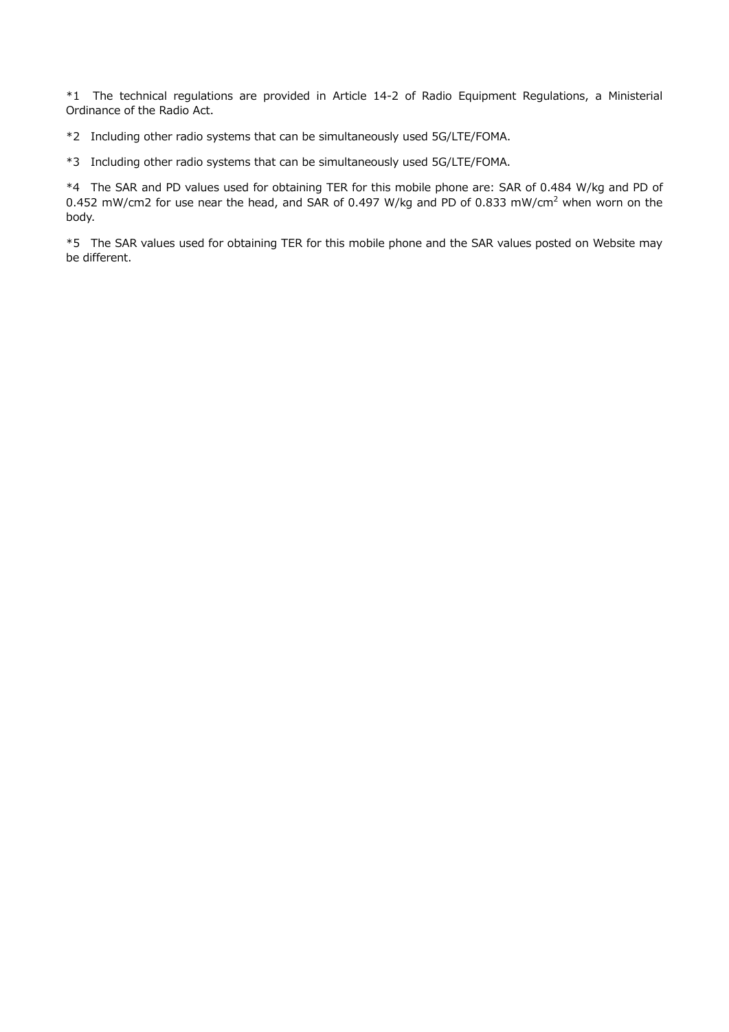*1 The technical regulations are provided in Article 14-2 of Radio Equipment Regulations, a Ministerial Ordinance of the Radio Act.

*2 Including other radio systems that can be simultaneously used 5G/LTE/FOMA.

*3 Including other radio systems that can be simultaneously used 5G/LTE/FOMA.

*4 The SAR and PD values used for obtaining TER for this mobile phone are: SAR of 0.484 W/kg and PD of 0.452 mW/cm2 for use near the head, and SAR of 0.497 W/kg and PD of 0.833 mW/$cm^2$ when worn on the body.

*5 The SAR values used for obtaining TER for this mobile phone and the SAR values posted on Website may be different.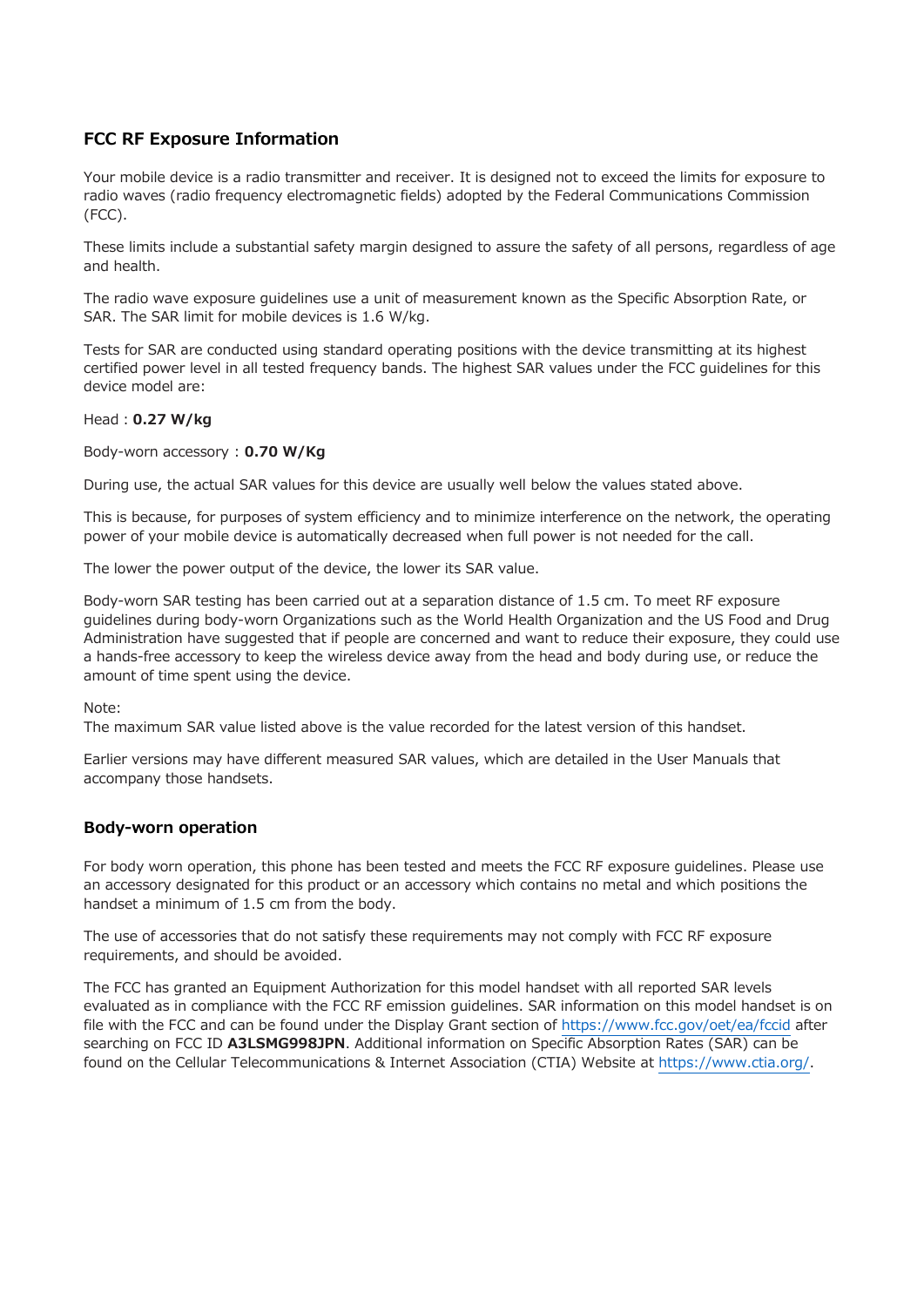## FCC RF Exposure Information

Your mobile device is a radio transmitter and receiver. It is designed not to exceed the limits for exposure to radio waves (radio frequency electromagnetic fields) adopted by the Federal Communications Commission (FCC).

These limits include a substantial safety margin designed to assure the safety of all persons, regardless of age and health.

The radio wave exposure guidelines use a unit of measurement known as the Specific Absorption Rate, or SAR. The SAR limit for mobile devices is 1.6 W/kg.

Tests for SAR are conducted using standard operating positions with the device transmitting at its highest certified power level in all tested frequency bands. The highest SAR values under the FCC guidelines for this device model are:

Head : **0.27 W/kg**

Body-worn accessory : **0.70 W/Kg**

During use, the actual SAR values for this device are usually well below the values stated above.

This is because, for purposes of system efficiency and to minimize interference on the network, the operating power of your mobile device is automatically decreased when full power is not needed for the call.

The lower the power output of the device, the lower its SAR value.

Body-worn SAR testing has been carried out at a separation distance of 1.5 cm. To meet RF exposure guidelines during body-worn Organizations such as the World Health Organization and the US Food and Drug Administration have suggested that if people are concerned and want to reduce their exposure, they could use a hands-free accessory to keep the wireless device away from the head and body during use, or reduce the amount of time spent using the device.

Note:
The maximum SAR value listed above is the value recorded for the latest version of this handset.

Earlier versions may have different measured SAR values, which are detailed in the User Manuals that accompany those handsets.

## Body-worn operation

For body worn operation, this phone has been tested and meets the FCC RF exposure guidelines. Please use an accessory designated for this product or an accessory which contains no metal and which positions the handset a minimum of 1.5 cm from the body.

The use of accessories that do not satisfy these requirements may not comply with FCC RF exposure requirements, and should be avoided.

The FCC has granted an Equipment Authorization for this model handset with all reported SAR levels evaluated as in compliance with the FCC RF emission guidelines. SAR information on this model handset is on file with the FCC and can be found under the Display Grant section of https://www.fcc.gov/oet/ea/fccid after searching on FCC ID **A3LSMG998JPN**. Additional information on Specific Absorption Rates (SAR) can be found on the Cellular Telecommunications & Internet Association (CTIA) Website at https://www.ctia.org/.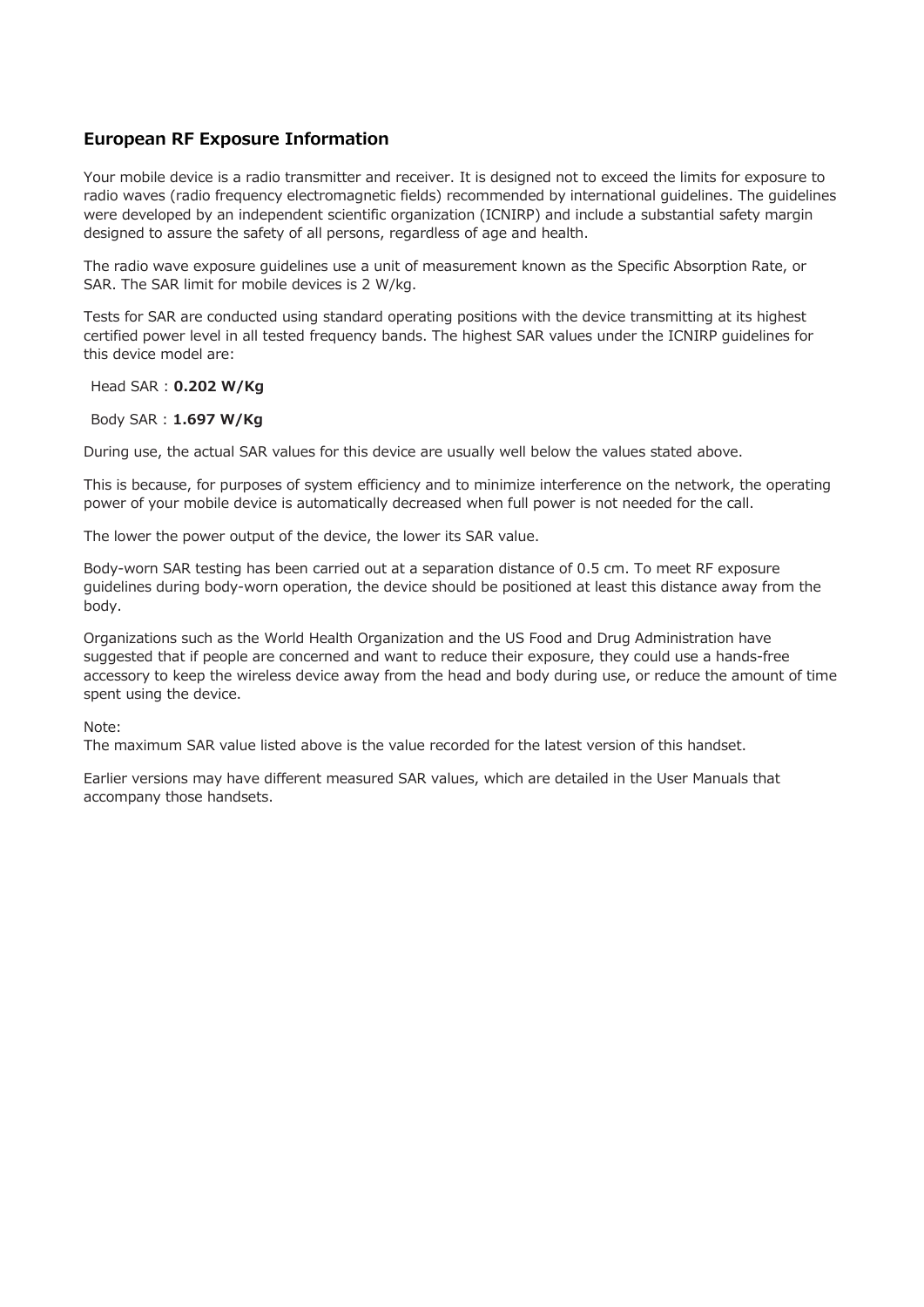## European RF Exposure Information

Your mobile device is a radio transmitter and receiver. It is designed not to exceed the limits for exposure to radio waves (radio frequency electromagnetic fields) recommended by international guidelines. The guidelines were developed by an independent scientific organization (ICNIRP) and include a substantial safety margin designed to assure the safety of all persons, regardless of age and health.

The radio wave exposure guidelines use a unit of measurement known as the Specific Absorption Rate, or SAR. The SAR limit for mobile devices is 2 W/kg.

Tests for SAR are conducted using standard operating positions with the device transmitting at its highest certified power level in all tested frequency bands. The highest SAR values under the ICNIRP guidelines for this device model are:

Head SAR : **0.202 W/Kg**

Body SAR : **1.697 W/Kg**

During use, the actual SAR values for this device are usually well below the values stated above.

This is because, for purposes of system efficiency and to minimize interference on the network, the operating power of your mobile device is automatically decreased when full power is not needed for the call.

The lower the power output of the device, the lower its SAR value.

Body-worn SAR testing has been carried out at a separation distance of 0.5 cm. To meet RF exposure guidelines during body-worn operation, the device should be positioned at least this distance away from the body.

Organizations such as the World Health Organization and the US Food and Drug Administration have suggested that if people are concerned and want to reduce their exposure, they could use a hands-free accessory to keep the wireless device away from the head and body during use, or reduce the amount of time spent using the device.

Note:
The maximum SAR value listed above is the value recorded for the latest version of this handset.

Earlier versions may have different measured SAR values, which are detailed in the User Manuals that accompany those handsets.